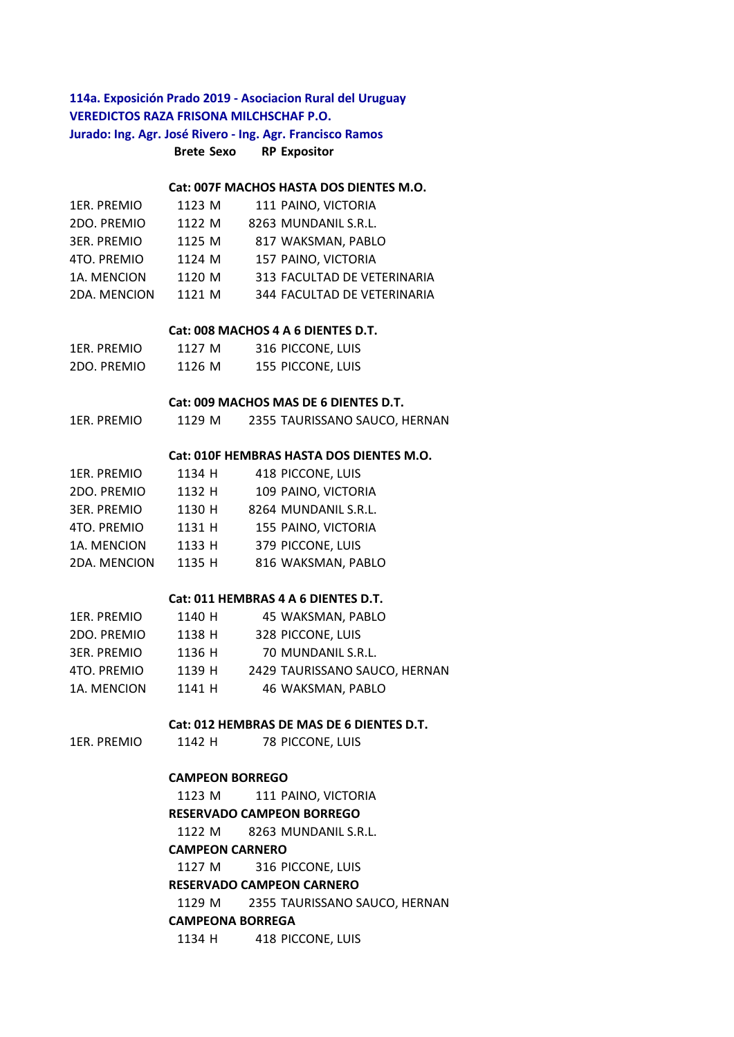**114a. Exposición Prado 2019 - Asociacion Rural del Uruguay**
**VEREDICTOS RAZA FRISONA MILCHSCHAF P.O.**
**Jurado: Ing. Agr. José Rivero - Ing. Agr. Francisco Ramos**

| | Brete | Sexo | RP | Expositor |
|---|---|---|---|---|
| | | | | **Cat: 007F MACHOS HASTA DOS DIENTES M.O.** |
| 1ER. PREMIO | 1123 | M | 111 | PAINO, VICTORIA |
| 2DO. PREMIO | 1122 | M | 8263 | MUNDANIL S.R.L. |
| 3ER. PREMIO | 1125 | M | 817 | WAKSMAN, PABLO |
| 4TO. PREMIO | 1124 | M | 157 | PAINO, VICTORIA |
| 1A. MENCION | 1120 | M | 313 | FACULTAD DE VETERINARIA |
| 2DA. MENCION | 1121 | M | 344 | FACULTAD DE VETERINARIA |
| | | | | **Cat: 008 MACHOS 4 A 6 DIENTES D.T.** |
| 1ER. PREMIO | 1127 | M | 316 | PICCONE, LUIS |
| 2DO. PREMIO | 1126 | M | 155 | PICCONE, LUIS |
| | | | | **Cat: 009 MACHOS MAS DE 6 DIENTES D.T.** |
| 1ER. PREMIO | 1129 | M | 2355 | TAURISSANO SAUCO, HERNAN |
| | | | | **Cat: 010F HEMBRAS HASTA DOS DIENTES M.O.** |
| 1ER. PREMIO | 1134 | H | 418 | PICCONE, LUIS |
| 2DO. PREMIO | 1132 | H | 109 | PAINO, VICTORIA |
| 3ER. PREMIO | 1130 | H | 8264 | MUNDANIL S.R.L. |
| 4TO. PREMIO | 1131 | H | 155 | PAINO, VICTORIA |
| 1A. MENCION | 1133 | H | 379 | PICCONE, LUIS |
| 2DA. MENCION | 1135 | H | 816 | WAKSMAN, PABLO |
| | | | | **Cat: 011 HEMBRAS 4 A 6 DIENTES D.T.** |
| 1ER. PREMIO | 1140 | H | 45 | WAKSMAN, PABLO |
| 2DO. PREMIO | 1138 | H | 328 | PICCONE, LUIS |
| 3ER. PREMIO | 1136 | H | 70 | MUNDANIL S.R.L. |
| 4TO. PREMIO | 1139 | H | 2429 | TAURISSANO SAUCO, HERNAN |
| 1A. MENCION | 1141 | H | 46 | WAKSMAN, PABLO |
| | | | | **Cat: 012 HEMBRAS DE MAS DE 6 DIENTES D.T.** |
| 1ER. PREMIO | 1142 | H | 78 | PICCONE, LUIS |

**CAMPEON BORREGO**

1123 M 111 PAINO, VICTORIA

**RESERVADO CAMPEON BORREGO**

1122 M 8263 MUNDANIL S.R.L.

**CAMPEON CARNERO**

1127 M 316 PICCONE, LUIS

**RESERVADO CAMPEON CARNERO**

1129 M 2355 TAURISSANO SAUCO, HERNAN

**CAMPEONA BORREGA**

1134 H 418 PICCONE, LUIS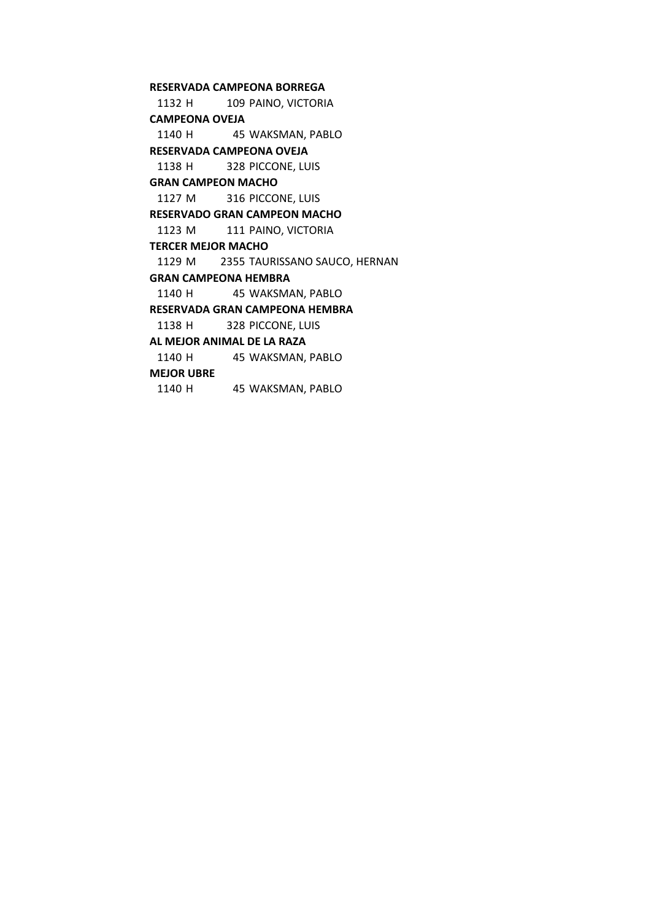**RESERVADA CAMPEONA BORREGA**

1132 H 109 PAINO, VICTORIA

**CAMPEONA OVEJA**

1140 H 45 WAKSMAN, PABLO

**RESERVADA CAMPEONA OVEJA**

1138 H 328 PICCONE, LUIS

**GRAN CAMPEON MACHO**

1127 M 316 PICCONE, LUIS

**RESERVADO GRAN CAMPEON MACHO**

1123 M 111 PAINO, VICTORIA

**TERCER MEJOR MACHO**

1129 M 2355 TAURISSANO SAUCO, HERNAN

**GRAN CAMPEONA HEMBRA**

1140 H 45 WAKSMAN, PABLO

**RESERVADA GRAN CAMPEONA HEMBRA**

1138 H 328 PICCONE, LUIS

**AL MEJOR ANIMAL DE LA RAZA**

1140 H 45 WAKSMAN, PABLO

**MEJOR UBRE**

1140 H 45 WAKSMAN, PABLO